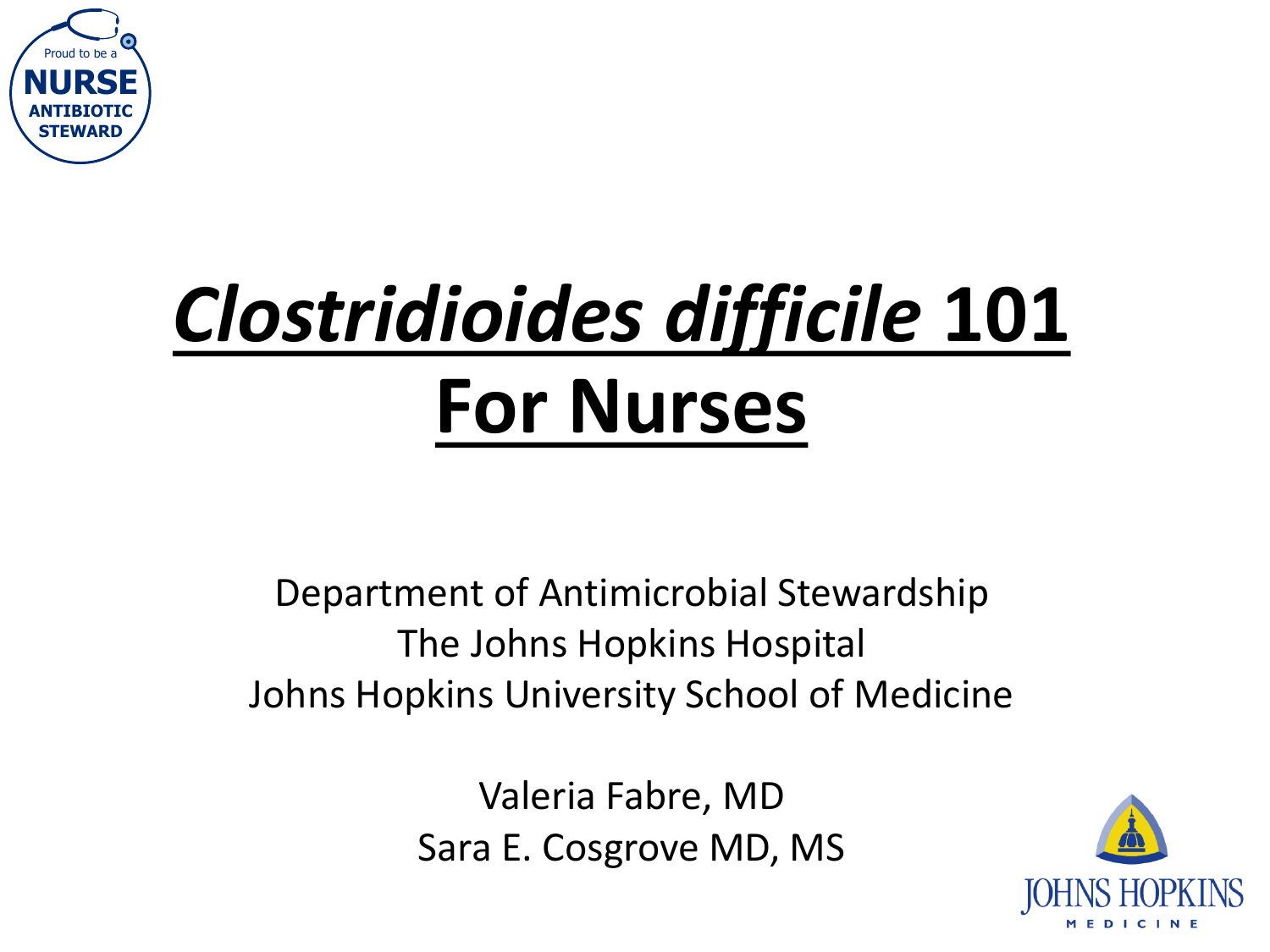# *Clostridioides difficile* 101 For Nurses

Department of Antimicrobial Stewardship
The Johns Hopkins Hospital
Johns Hopkins University School of Medicine

Valeria Fabre, MD
Sara E. Cosgrove MD, MS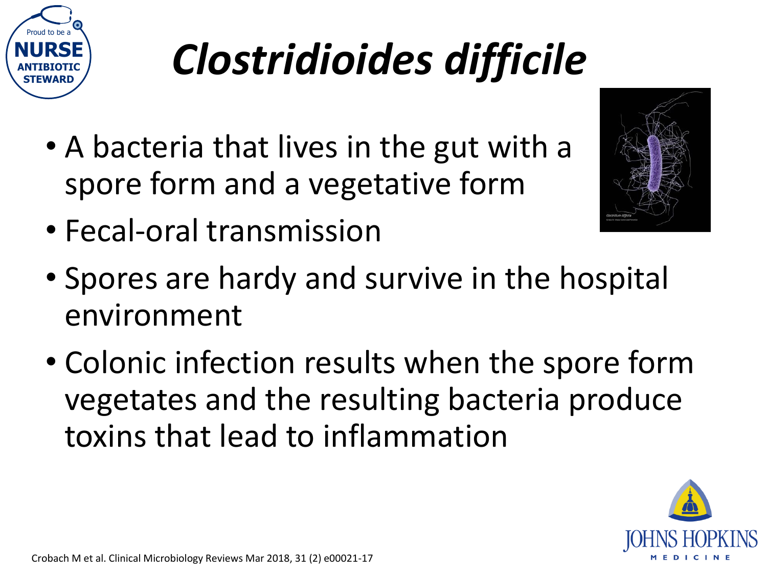# *Clostridioides difficile*

- A bacteria that lives in the gut with a spore form and a vegetative form
- Fecal-oral transmission
- Spores are hardy and survive in the hospital environment
- Colonic infection results when the spore form vegetates and the resulting bacteria produce toxins that lead to inflammation

Crobach M et al. Clinical Microbiology Reviews Mar 2018, 31 (2) e00021-17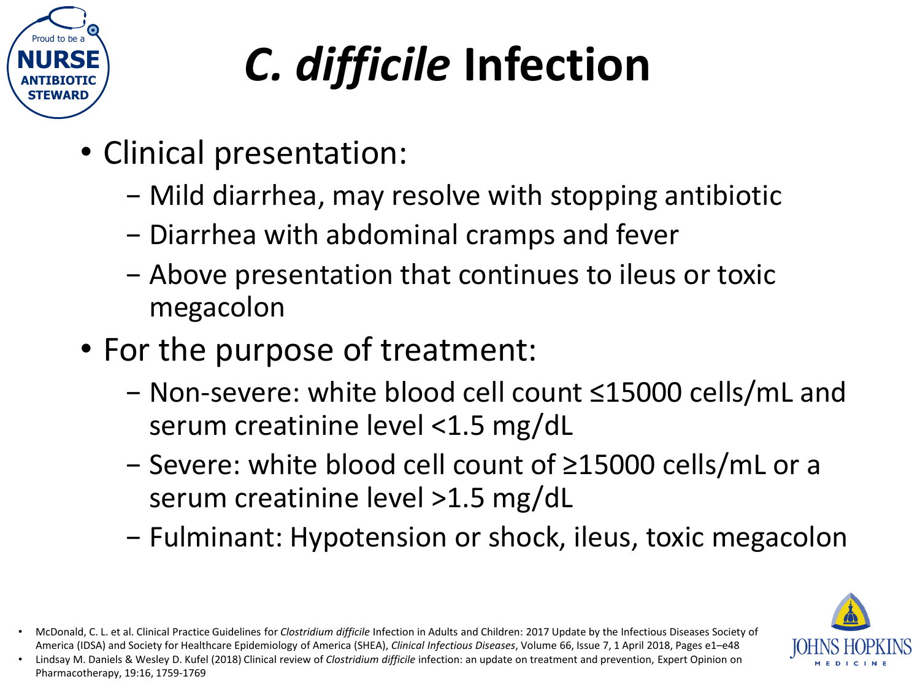# *C. difficile* Infection

- Clinical presentation:
  - Mild diarrhea, may resolve with stopping antibiotic
  - Diarrhea with abdominal cramps and fever
  - Above presentation that continues to ileus or toxic megacolon
- For the purpose of treatment:
  - Non-severe: white blood cell count ≤15000 cells/mL and serum creatinine level <1.5 mg/dL
  - Severe: white blood cell count of ≥15000 cells/mL or a serum creatinine level >1.5 mg/dL
  - Fulminant: Hypotension or shock, ileus, toxic megacolon

- McDonald, C. L. et al. Clinical Practice Guidelines for *Clostridium difficile* Infection in Adults and Children: 2017 Update by the Infectious Diseases Society of America (IDSA) and Society for Healthcare Epidemiology of America (SHEA), *Clinical Infectious Diseases*, Volume 66, Issue 7, 1 April 2018, Pages e1–e48
- Lindsay M. Daniels & Wesley D. Kufel (2018) Clinical review of *Clostridium difficile* infection: an update on treatment and prevention, Expert Opinion on Pharmacotherapy, 19:16, 1759-1769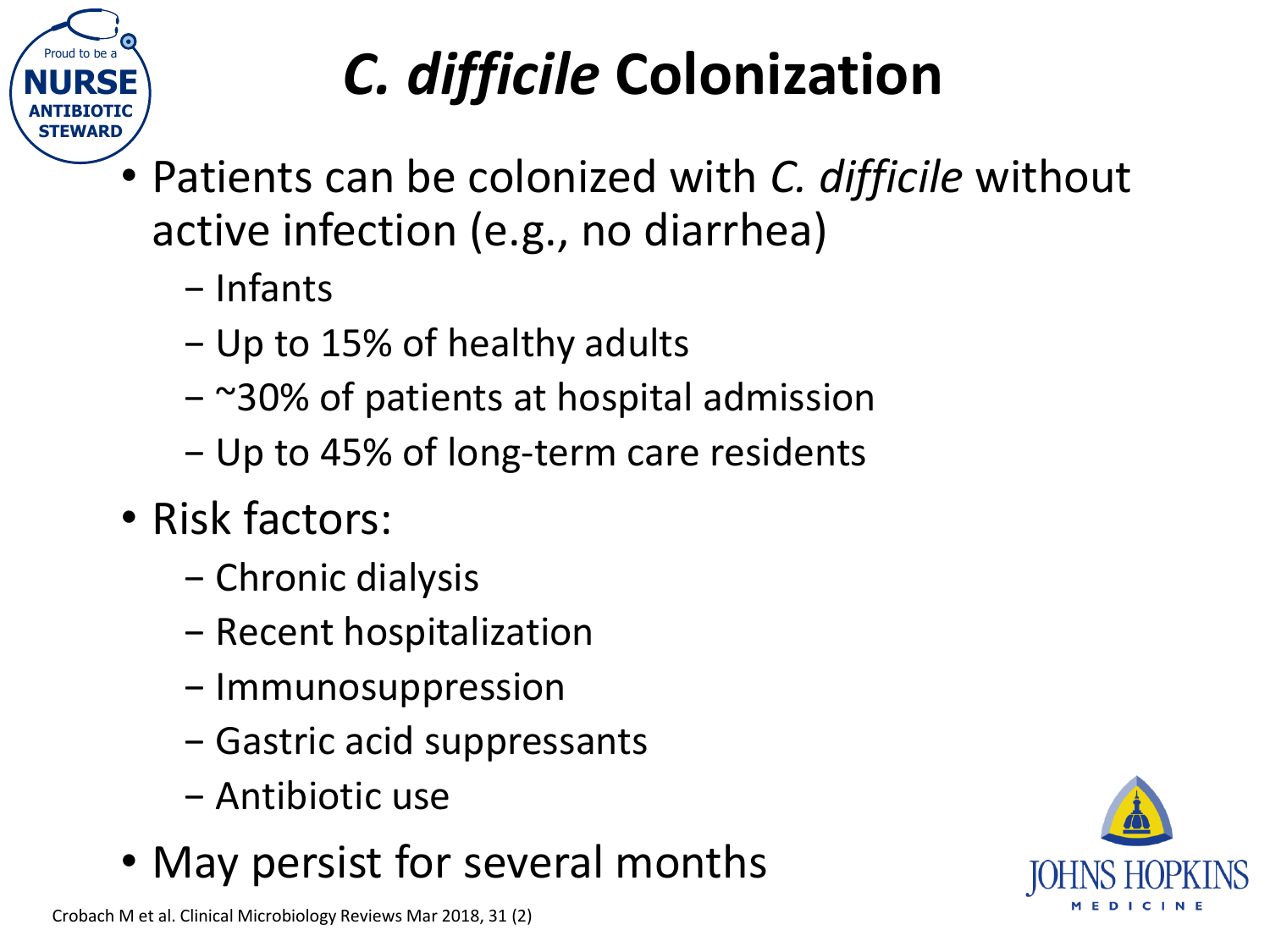# *C. difficile* Colonization

- Patients can be colonized with *C. difficile* without active infection (e.g., no diarrhea)
  - Infants
  - Up to 15% of healthy adults
  - ~30% of patients at hospital admission
  - Up to 45% of long-term care residents
- Risk factors:
  - Chronic dialysis
  - Recent hospitalization
  - Immunosuppression
  - Gastric acid suppressants
  - Antibiotic use
- May persist for several months

Crobach M et al. Clinical Microbiology Reviews Mar 2018, 31 (2)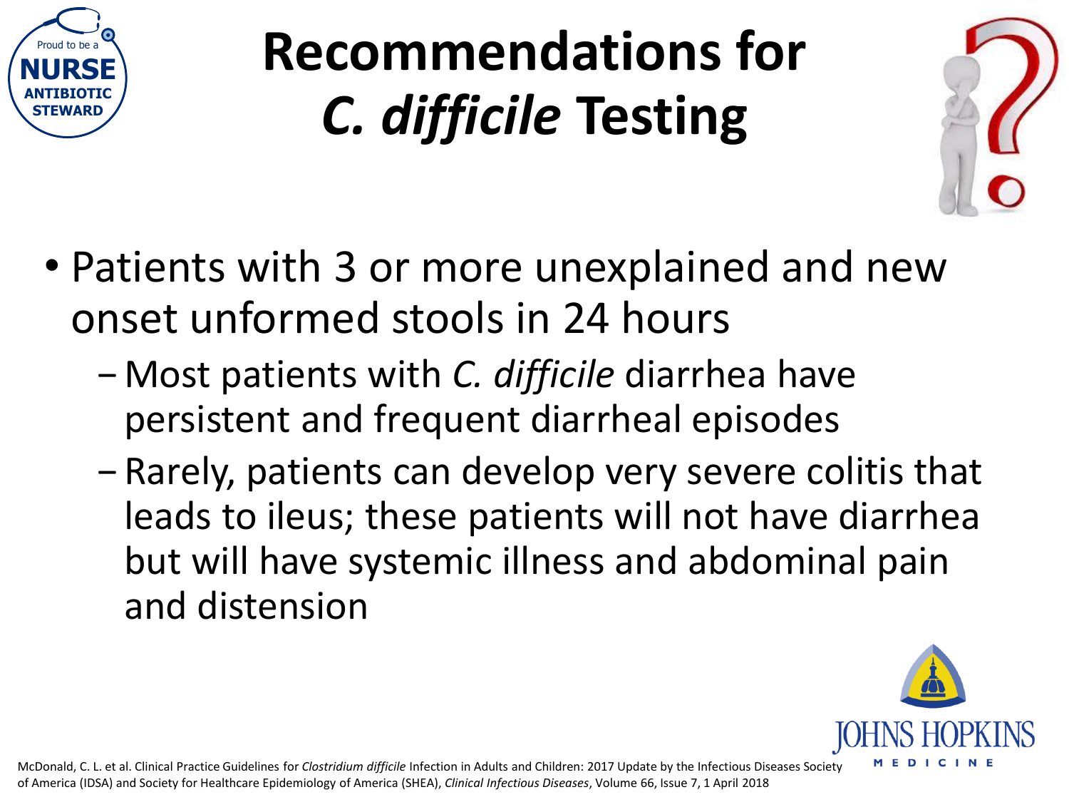# Recommendations for *C. difficile* Testing

- Patients with 3 or more unexplained and new onset unformed stools in 24 hours
  - Most patients with *C. difficile* diarrhea have persistent and frequent diarrheal episodes
  - Rarely, patients can develop very severe colitis that leads to ileus; these patients will not have diarrhea but will have systemic illness and abdominal pain and distension

McDonald, C. L. et al. Clinical Practice Guidelines for *Clostridium difficile* Infection in Adults and Children: 2017 Update by the Infectious Diseases Society of America (IDSA) and Society for Healthcare Epidemiology of America (SHEA), *Clinical Infectious Diseases*, Volume 66, Issue 7, 1 April 2018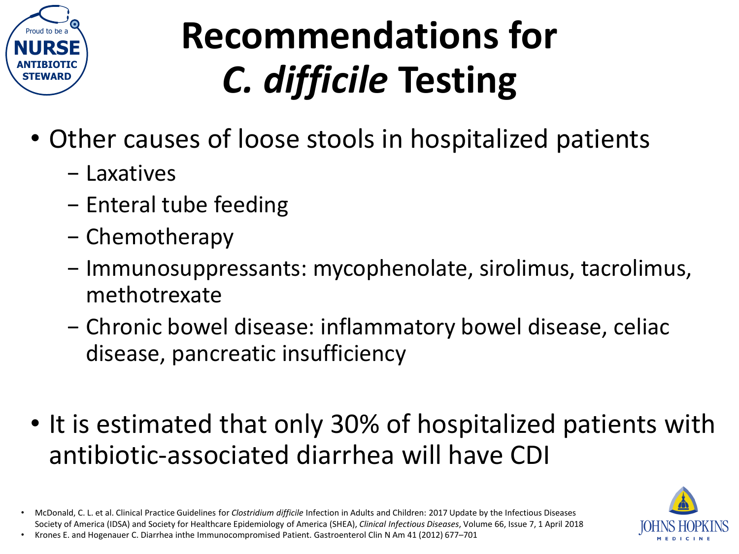# Recommendations for *C. difficile* Testing

- Other causes of loose stools in hospitalized patients
  - Laxatives
  - Enteral tube feeding
  - Chemotherapy
  - Immunosuppressants: mycophenolate, sirolimus, tacrolimus, methotrexate
  - Chronic bowel disease: inflammatory bowel disease, celiac disease, pancreatic insufficiency

- It is estimated that only 30% of hospitalized patients with antibiotic-associated diarrhea will have CDI

- McDonald, C. L. et al. Clinical Practice Guidelines for *Clostridium difficile* Infection in Adults and Children: 2017 Update by the Infectious Diseases Society of America (IDSA) and Society for Healthcare Epidemiology of America (SHEA), *Clinical Infectious Diseases*, Volume 66, Issue 7, 1 April 2018
- Krones E. and Hogenauer C. Diarrhea inthe Immunocompromised Patient. Gastroenterol Clin N Am 41 (2012) 677–701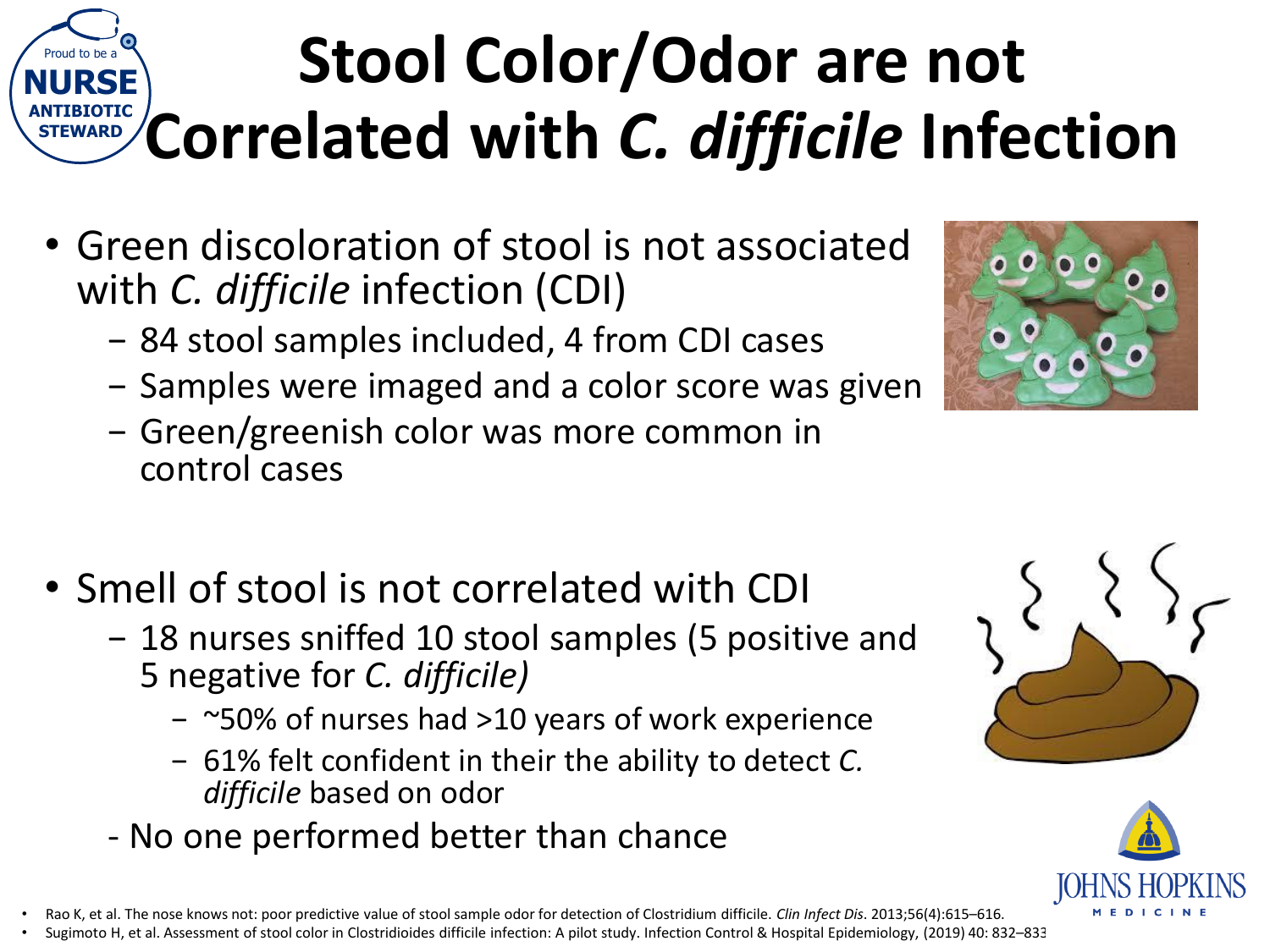# Stool Color/Odor are not Correlated with *C. difficile* Infection

- Green discoloration of stool is not associated with *C. difficile* infection (CDI)
  - 84 stool samples included, 4 from CDI cases
  - Samples were imaged and a color score was given
  - Green/greenish color was more common in control cases

- Smell of stool is not correlated with CDI
  - 18 nurses sniffed 10 stool samples (5 positive and 5 negative for *C. difficile)*
    - ~50% of nurses had >10 years of work experience
    - 61% felt confident in their the ability to detect *C. difficile* based on odor
  - No one performed better than chance

- Rao K, et al. The nose knows not: poor predictive value of stool sample odor for detection of Clostridium difficile. *Clin Infect Dis*. 2013;56(4):615–616.
- Sugimoto H, et al. Assessment of stool color in Clostridioides difficile infection: A pilot study. Infection Control & Hospital Epidemiology, (2019) 40: 832–833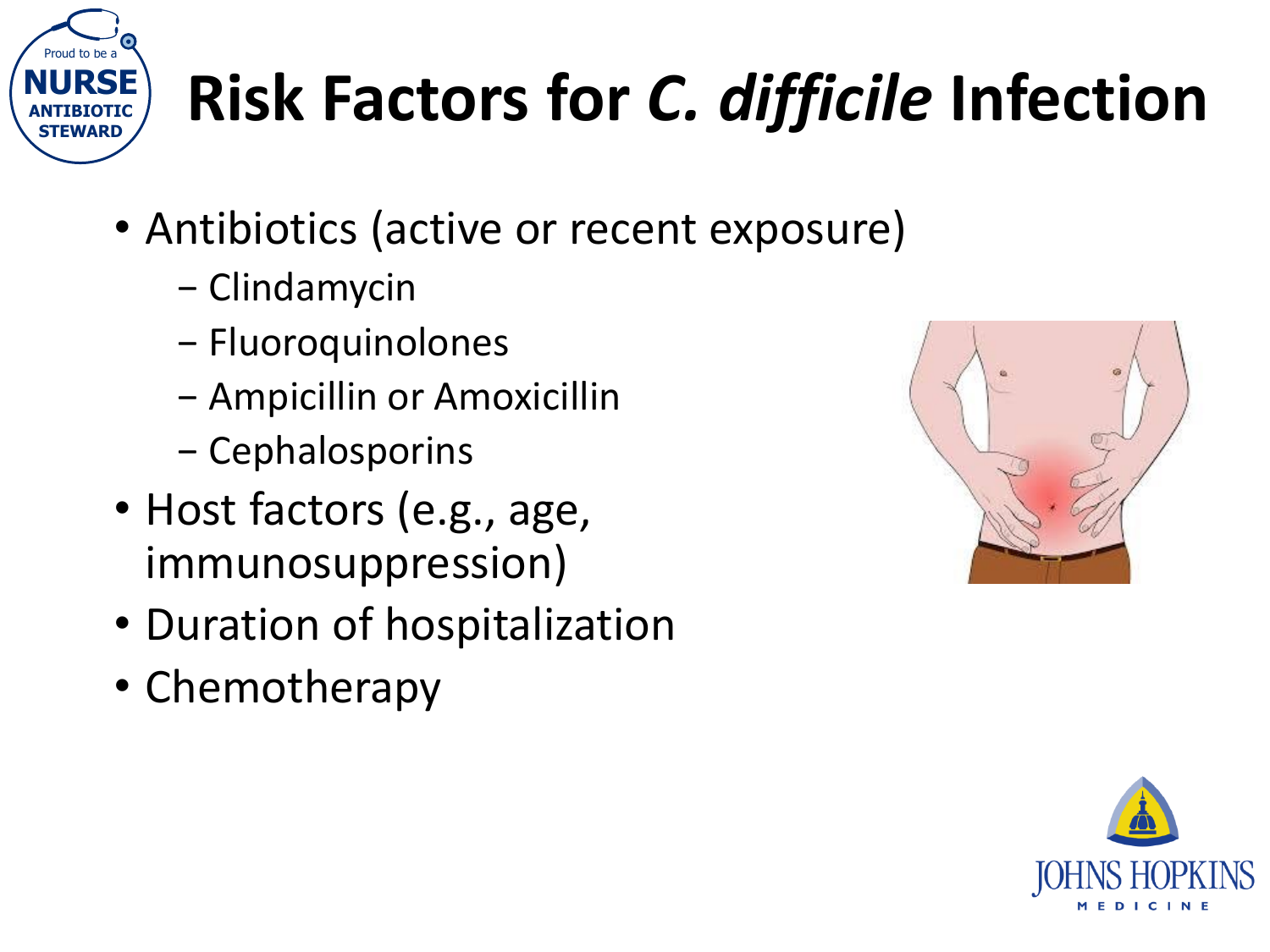# Risk Factors for *C. difficile* Infection

- Antibiotics (active or recent exposure)
  - Clindamycin
  - Fluoroquinolones
  - Ampicillin or Amoxicillin
  - Cephalosporins
- Host factors (e.g., age, immunosuppression)
- Duration of hospitalization
- Chemotherapy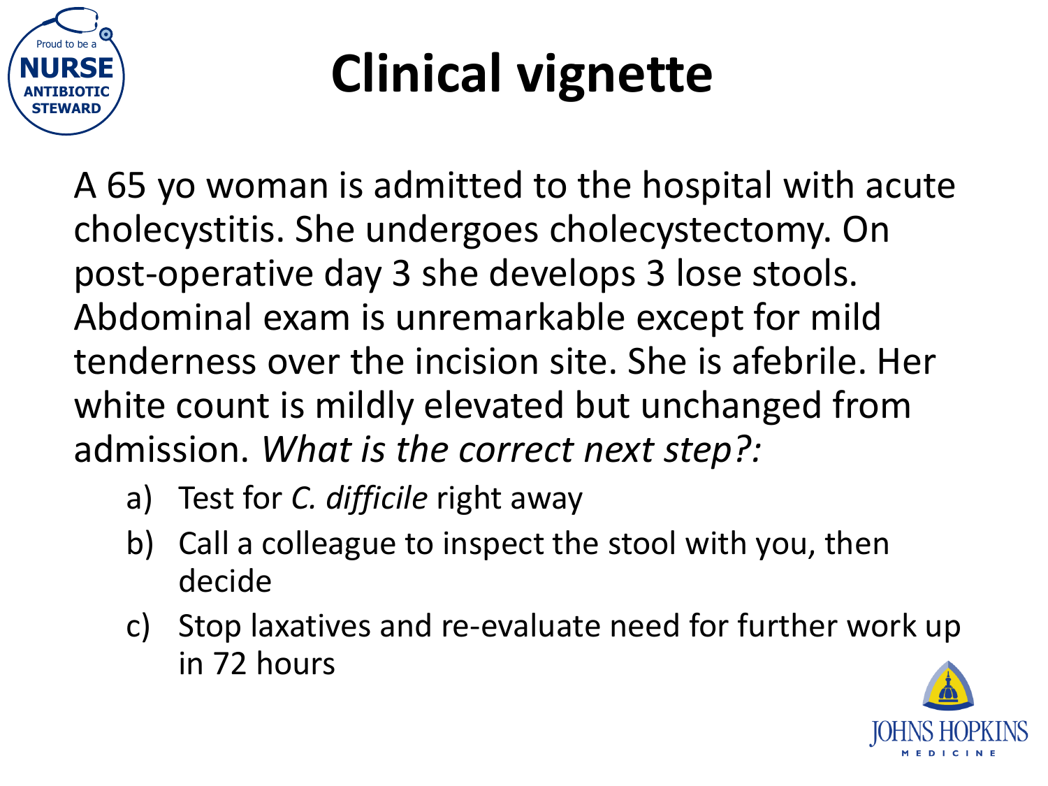# Clinical vignette

A 65 yo woman is admitted to the hospital with acute cholecystitis. She undergoes cholecystectomy. On post-operative day 3 she develops 3 lose stools. Abdominal exam is unremarkable except for mild tenderness over the incision site. She is afebrile. Her white count is mildly elevated but unchanged from admission. *What is the correct next step?:*

a) Test for *C. difficile* right away
b) Call a colleague to inspect the stool with you, then decide
c) Stop laxatives and re-evaluate need for further work up in 72 hours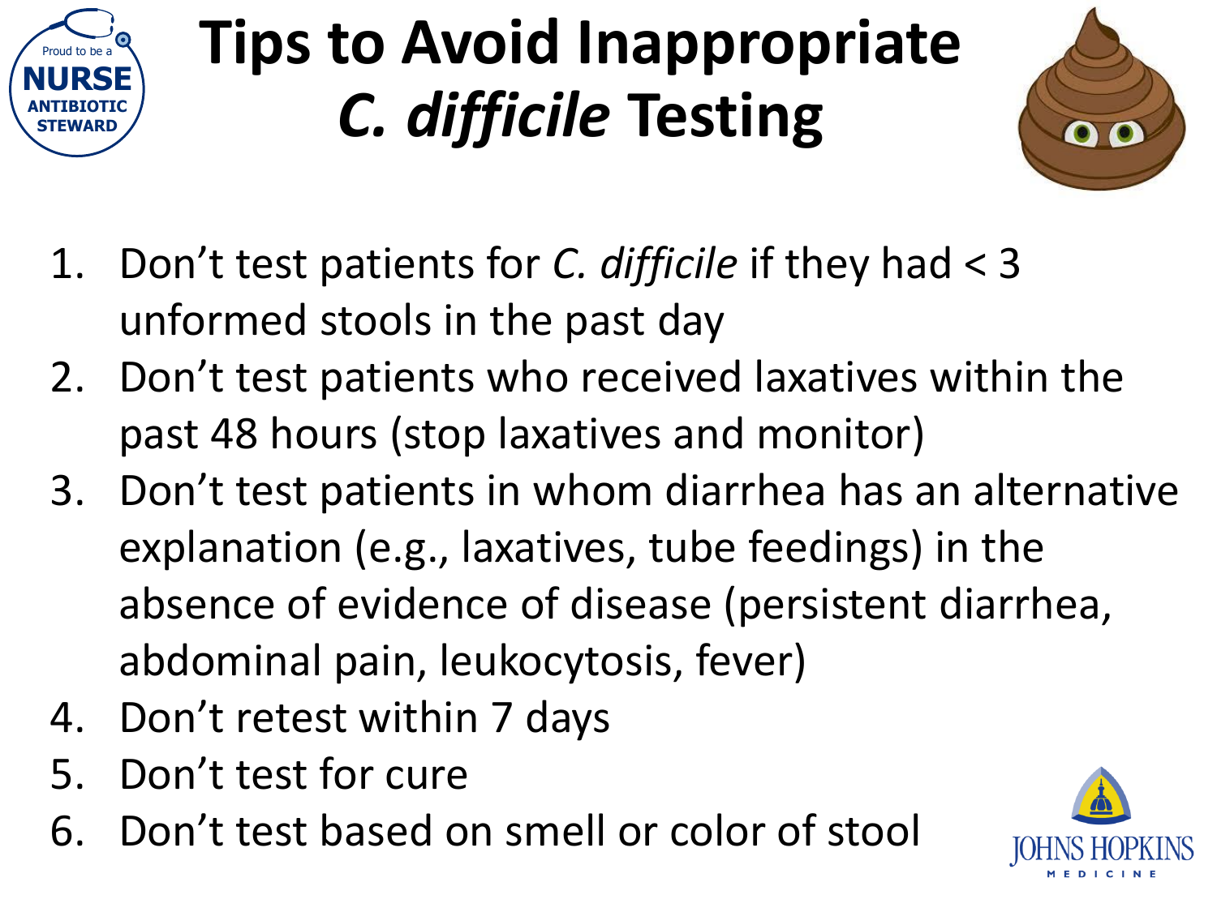# Tips to Avoid Inappropriate *C. difficile* Testing

1. Don't test patients for *C. difficile* if they had < 3 unformed stools in the past day
2. Don't test patients who received laxatives within the past 48 hours (stop laxatives and monitor)
3. Don't test patients in whom diarrhea has an alternative explanation (e.g., laxatives, tube feedings) in the absence of evidence of disease (persistent diarrhea, abdominal pain, leukocytosis, fever)
4. Don't retest within 7 days
5. Don't test for cure
6. Don't test based on smell or color of stool